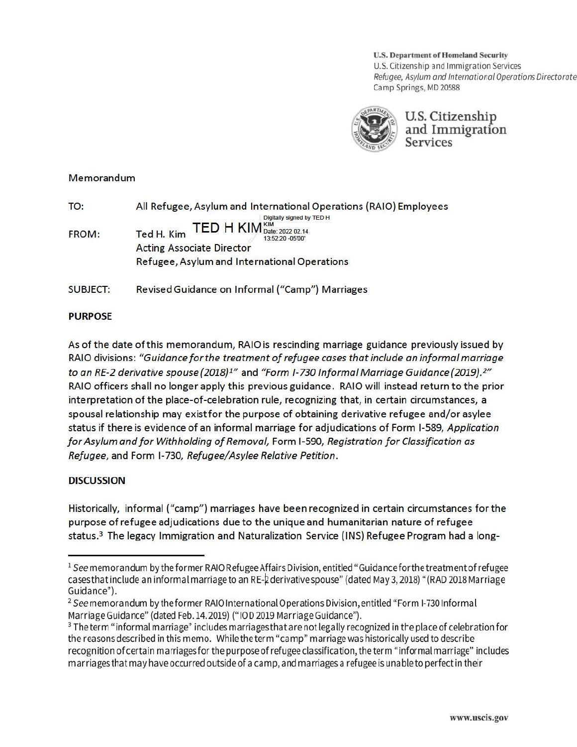**U.S. Department of Homeland Security**
U.S. Citizenship and Immigration Services
*Refugee, Asylum and International Operations Directorate*
Camp Springs, MD 20588

U.S. Citizenship and Immigration Services

Memorandum

TO: All Refugee, Asylum and International Operations (RAIO) Employees

FROM: Ted H. Kim TED H KIM Digitally signed by TED H KIM Date: 2022.02.14 13:52:20 -05'00'
Acting Associate Director
Refugee, Asylum and International Operations

SUBJECT: Revised Guidance on Informal ("Camp") Marriages

**PURPOSE**

As of the date of this memorandum, RAIO is rescinding marriage guidance previously issued by RAIO divisions: *"Guidance for the treatment of refugee cases that include an informal marriage to an RE-2 derivative spouse (2018)[1]"* and *"Form I-730 Informal Marriage Guidance (2019).[2]"* RAIO officers shall no longer apply this previous guidance. RAIO will instead return to the prior interpretation of the place-of-celebration rule, recognizing that, in certain circumstances, a spousal relationship may exist for the purpose of obtaining derivative refugee and/or asylee status if there is evidence of an informal marriage for adjudications of Form I-589, *Application for Asylum and for Withholding of Removal,* Form I-590, *Registration for Classification as Refugee,* and Form I-730, *Refugee/Asylee Relative Petition*.

**DISCUSSION**

Historically, informal ("camp") marriages have been recognized in certain circumstances for the purpose of refugee adjudications due to the unique and humanitarian nature of refugee status.[3] The legacy Immigration and Naturalization Service (INS) Refugee Program had a long-

---

[1] *See* memorandum by the former RAIO Refugee Affairs Division, entitled "Guidance for the treatment of refugee cases that include an informal marriage to an RE-2 derivative spouse" (dated May 3, 2018) "(RAD 2018 Marriage Guidance").

[2] *See* memorandum by the former RAIO International Operations Division, entitled "Form I-730 Informal Marriage Guidance" (dated Feb. 14. 2019) ("IOD 2019 Marriage Guidance").

[3] The term "informal marriage" includes marriages that are not legally recognized in the place of celebration for the reasons described in this memo. While the term "camp" marriage was historically used to describe recognition of certain marriages for the purpose of refugee classification, the term "informal marriage" includes marriages that may have occurred outside of a camp, and marriages a refugee is unable to perfect in their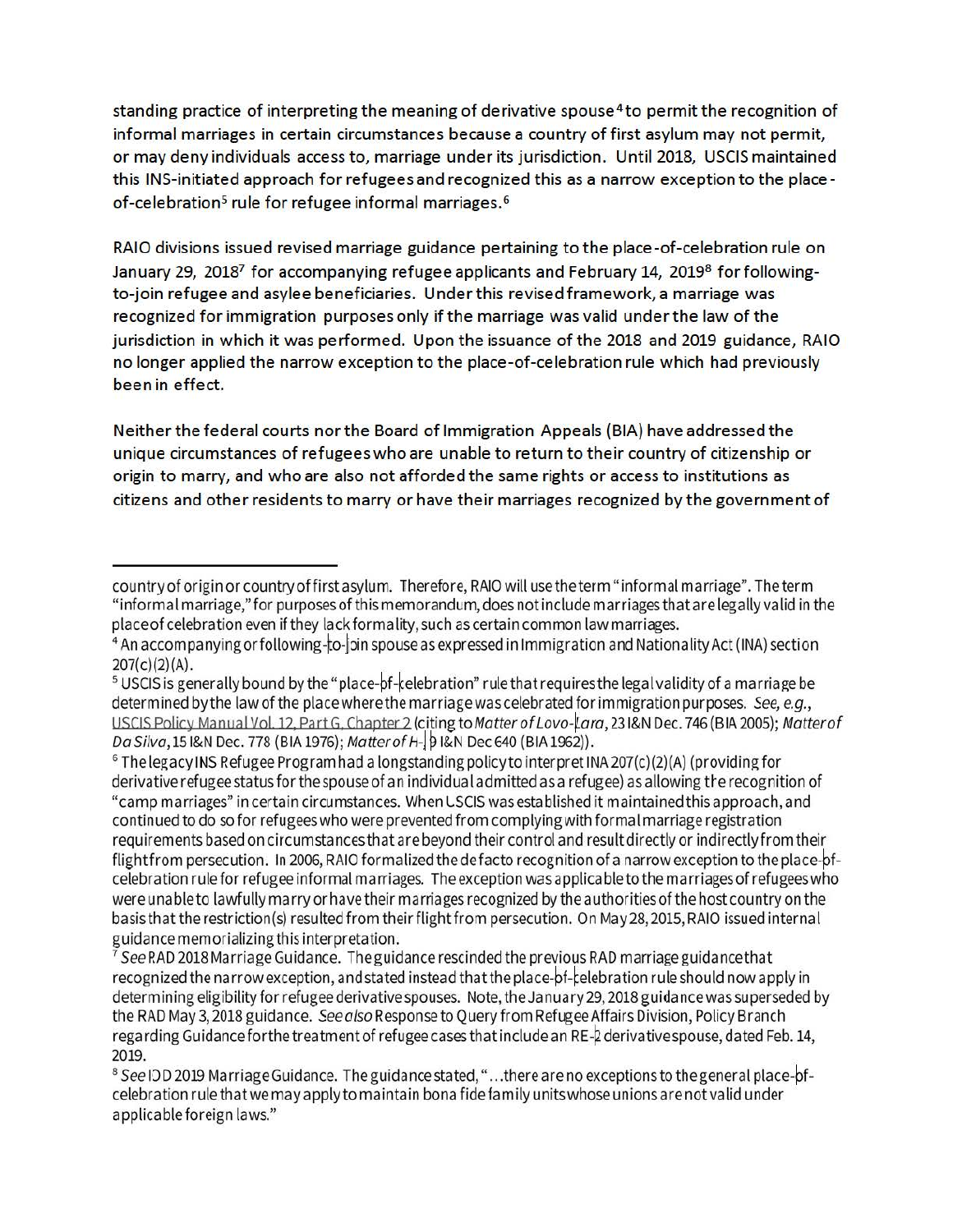standing practice of interpreting the meaning of derivative spouse[4] to permit the recognition of informal marriages in certain circumstances because a country of first asylum may not permit, or may deny individuals access to, marriage under its jurisdiction. Until 2018, USCIS maintained this INS-initiated approach for refugees and recognized this as a narrow exception to the place-of-celebration[5] rule for refugee informal marriages.[6]

RAIO divisions issued revised marriage guidance pertaining to the place-of-celebration rule on January 29, 2018[7] for accompanying refugee applicants and February 14, 2019[8] for following-to-join refugee and asylee beneficiaries. Under this revised framework, a marriage was recognized for immigration purposes only if the marriage was valid under the law of the jurisdiction in which it was performed. Upon the issuance of the 2018 and 2019 guidance, RAIO no longer applied the narrow exception to the place-of-celebration rule which had previously been in effect.

Neither the federal courts nor the Board of Immigration Appeals (BIA) have addressed the unique circumstances of refugees who are unable to return to their country of citizenship or origin to marry, and who are also not afforded the same rights or access to institutions as citizens and other residents to marry or have their marriages recognized by the government of

---

country of origin or country of first asylum. Therefore, RAIO will use the term "informal marriage". The term "informal marriage," for purposes of this memorandum, does not include marriages that are legally valid in the place of celebration even if they lack formality, such as certain common law marriages.

[4] An accompanying or following-to-join spouse as expressed in Immigration and Nationality Act (INA) section 207(c)(2)(A).

[5] USCIS is generally bound by the "place-of-celebration" rule that requires the legal validity of a marriage be determined by the law of the place where the marriage was celebrated for immigration purposes. *See, e.g.*, USCIS Policy Manual Vol. 12, Part G, Chapter 2 (citing to *Matter of Lovo-Lara*, 23 I&N Dec. 746 (BIA 2005); *Matter of Da Silva*, 15 I&N Dec. 778 (BIA 1976); *Matter of H-*, 9 I&N Dec 640 (BIA 1962)).

[6] The legacy INS Refugee Program had a longstanding policy to interpret INA 207(c)(2)(A) (providing for derivative refugee status for the spouse of an individual admitted as a refugee) as allowing the recognition of "camp marriages" in certain circumstances. When USCIS was established it maintained this approach, and continued to do so for refugees who were prevented from complying with formal marriage registration requirements based on circumstances that are beyond their control and result directly or indirectly from their flight from persecution. In 2006, RAIO formalized the de facto recognition of a narrow exception to the place-of-celebration rule for refugee informal marriages. The exception was applicable to the marriages of refugees who were unable to lawfully marry or have their marriages recognized by the authorities of the host country on the basis that the restriction(s) resulted from their flight from persecution. On May 28, 2015, RAIO issued internal guidance memorializing this interpretation.

[7] *See* RAD 2018 Marriage Guidance. The guidance rescinded the previous RAD marriage guidance that recognized the narrow exception, and stated instead that the place-of-celebration rule should now apply in determining eligibility for refugee derivative spouses. Note, the January 29, 2018 guidance was superseded by the RAD May 3, 2018 guidance. *See also* Response to Query from Refugee Affairs Division, Policy Branch regarding Guidance for the treatment of refugee cases that include an RE-2 derivative spouse, dated Feb. 14, 2019.

[8] *See* IOD 2019 Marriage Guidance. The guidance stated, "…there are no exceptions to the general place-of-celebration rule that we may apply to maintain bona fide family units whose unions are not valid under applicable foreign laws."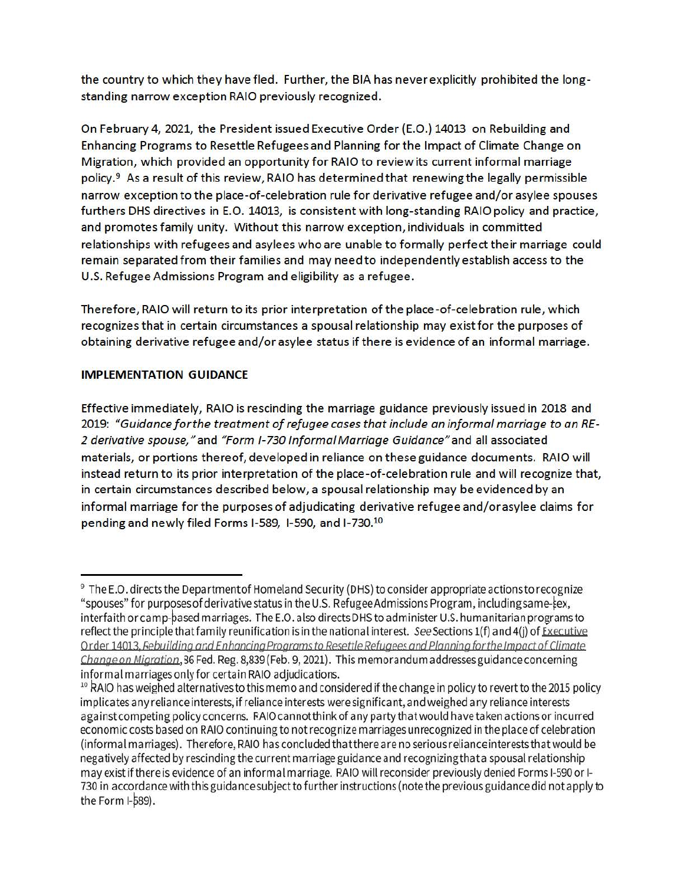the country to which they have fled. Further, the BIA has never explicitly prohibited the long-standing narrow exception RAIO previously recognized.

On February 4, 2021, the President issued Executive Order (E.O.) 14013 on Rebuilding and Enhancing Programs to Resettle Refugees and Planning for the Impact of Climate Change on Migration, which provided an opportunity for RAIO to review its current informal marriage policy.[9] As a result of this review, RAIO has determined that renewing the legally permissible narrow exception to the place-of-celebration rule for derivative refugee and/or asylee spouses furthers DHS directives in E.O. 14013, is consistent with long-standing RAIO policy and practice, and promotes family unity. Without this narrow exception, individuals in committed relationships with refugees and asylees who are unable to formally perfect their marriage could remain separated from their families and may need to independently establish access to the U.S. Refugee Admissions Program and eligibility as a refugee.

Therefore, RAIO will return to its prior interpretation of the place-of-celebration rule, which recognizes that in certain circumstances a spousal relationship may exist for the purposes of obtaining derivative refugee and/or asylee status if there is evidence of an informal marriage.

**IMPLEMENTATION GUIDANCE**

Effective immediately, RAIO is rescinding the marriage guidance previously issued in 2018 and 2019: *"Guidance for the treatment of refugee cases that include an informal marriage to an RE-2 derivative spouse,"* and *"Form I-730 Informal Marriage Guidance"* and all associated materials, or portions thereof, developed in reliance on these guidance documents. RAIO will instead return to its prior interpretation of the place-of-celebration rule and will recognize that, in certain circumstances described below, a spousal relationship may be evidenced by an informal marriage for the purposes of adjudicating derivative refugee and/or asylee claims for pending and newly filed Forms I-589, I-590, and I-730.[10]

---

[9] The E.O. directs the Department of Homeland Security (DHS) to consider appropriate actions to recognize "spouses" for purposes of derivative status in the U.S. Refugee Admissions Program, including same-sex, interfaith or camp-based marriages. The E.O. also directs DHS to administer U.S. humanitarian programs to reflect the principle that family reunification is in the national interest. *See* Sections 1(f) and 4(j) of Executive Order 14013, *Rebuilding and Enhancing Programs to Resettle Refugees and Planning for the Impact of Climate Change on Migration*, 86 Fed. Reg. 8,839 (Feb. 9, 2021). This memorandum addresses guidance concerning informal marriages only for certain RAIO adjudications.

[10] RAIO has weighed alternatives to this memo and considered if the change in policy to revert to the 2015 policy implicates any reliance interests, if reliance interests were significant, and weighed any reliance interests against competing policy concerns. RAIO cannot think of any party that would have taken actions or incurred economic costs based on RAIO continuing to not recognize marriages unrecognized in the place of celebration (informal marriages). Therefore, RAIO has concluded that there are no serious reliance interests that would be negatively affected by rescinding the current marriage guidance and recognizing that a spousal relationship may exist if there is evidence of an informal marriage. RAIO will reconsider previously denied Forms I-590 or I-730 in accordance with this guidance subject to further instructions (note the previous guidance did not apply to the Form I-589).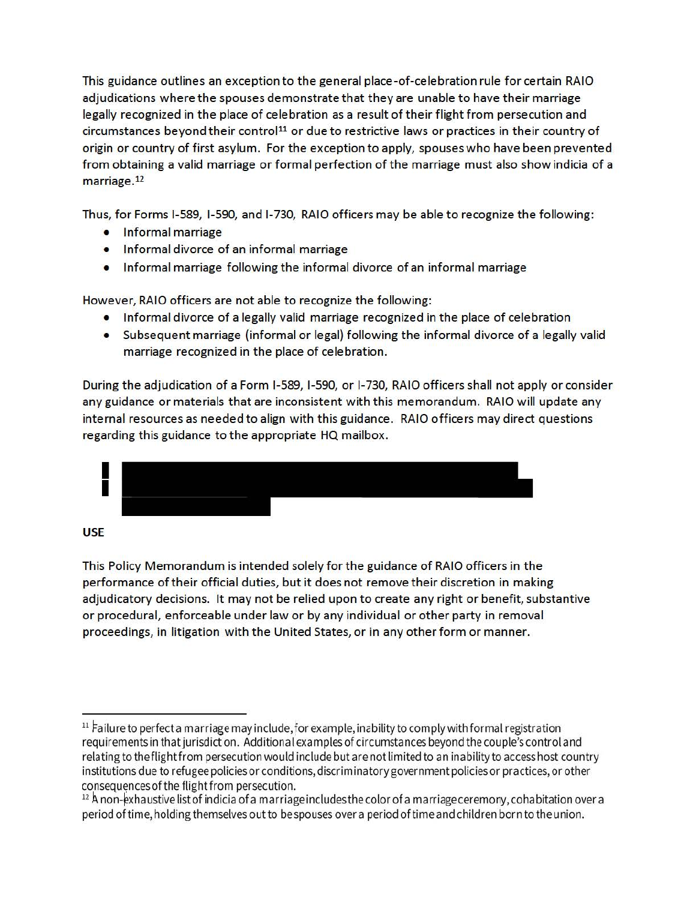This guidance outlines an exception to the general place-of-celebration rule for certain RAIO adjudications where the spouses demonstrate that they are unable to have their marriage legally recognized in the place of celebration as a result of their flight from persecution and circumstances beyond their control[11] or due to restrictive laws or practices in their country of origin or country of first asylum. For the exception to apply, spouses who have been prevented from obtaining a valid marriage or formal perfection of the marriage must also show indicia of a marriage.[12]

Thus, for Forms I-589, I-590, and I-730, RAIO officers may be able to recognize the following:

- Informal marriage
- Informal divorce of an informal marriage
- Informal marriage following the informal divorce of an informal marriage

However, RAIO officers are not able to recognize the following:

- Informal divorce of a legally valid marriage recognized in the place of celebration
- Subsequent marriage (informal or legal) following the informal divorce of a legally valid marriage recognized in the place of celebration.

During the adjudication of a Form I-589, I-590, or I-730, RAIO officers shall not apply or consider any guidance or materials that are inconsistent with this memorandum. RAIO will update any internal resources as needed to align with this guidance. RAIO officers may direct questions regarding this guidance to the appropriate HQ mailbox.

**USE**

This Policy Memorandum is intended solely for the guidance of RAIO officers in the performance of their official duties, but it does not remove their discretion in making adjudicatory decisions. It may not be relied upon to create any right or benefit, substantive or procedural, enforceable under law or by any individual or other party in removal proceedings, in litigation with the United States, or in any other form or manner.

---

[11] Failure to perfect a marriage may include, for example, inability to comply with formal registration requirements in that jurisdiction. Additional examples of circumstances beyond the couple's control and relating to the flight from persecution would include but are not limited to an inability to access host country institutions due to refugee policies or conditions, discriminatory government policies or practices, or other consequences of the flight from persecution.

[12] A non-exhaustive list of indicia of a marriage includes the color of a marriage ceremony, cohabitation over a period of time, holding themselves out to be spouses over a period of time and children born to the union.